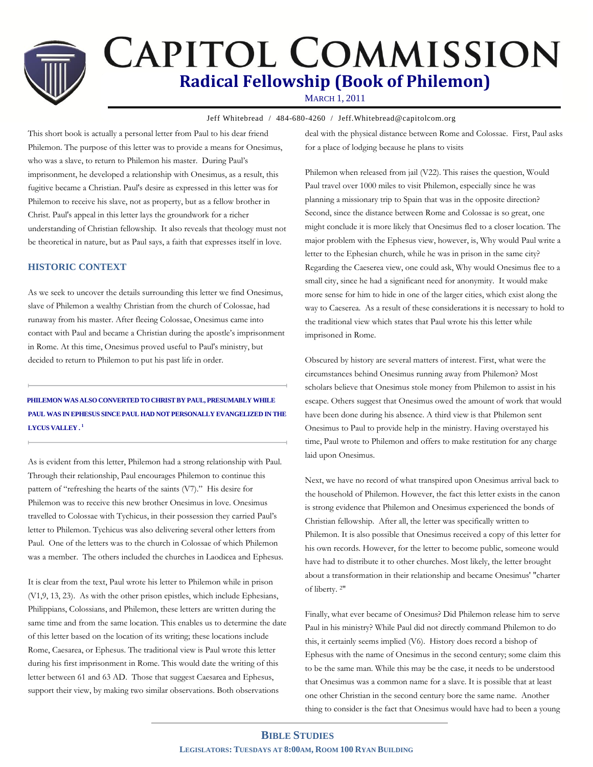# CAPITOL COMMISSION

## Radical Fellowship (Book of Philemon)

MARCH 1, 2011

Jeff Whitebread / 484-680-4260 / Jeff.Whitebread@capitolcom.org

This short book is actually a personal letter from Paul to his dear friend Philemon. The purpose of this letter was to provide a means for Onesimus, who was a slave, to return to Philemon his master. During Paul's imprisonment, he developed a relationship with Onesimus, as a result, this fugitive became a Christian. Paul's desire as expressed in this letter was for Philemon to receive his slave, not as property, but as a fellow brother in Christ. Paul's appeal in this letter lays the groundwork for a richer understanding of Christian fellowship. It also reveals that theology must not be theoretical in nature, but as Paul says, a faith that expresses itself in love.

### HISTORIC CONTEXT

As we seek to uncover the details surrounding this letter we find Onesimus, slave of Philemon a wealthy Christian from the church of Colossae, had runaway from his master. After fleeing Colossae, Onesimus came into contact with Paul and became a Christian during the apostle's imprisonment in Rome. At this time, Onesimus proved useful to Paul's ministry, but decided to return to Philemon to put his past life in order.

**PHILEMON WAS ALSO CONVERTED TO CHRIST BY PAUL, PRESUMABLY WHILE PAUL WAS IN EPHESUS SINCE PAUL HAD NOT PERSONALLY EVANGELIZED IN THE LYCUS VALLEY.[1]**

As is evident from this letter, Philemon had a strong relationship with Paul. Through their relationship, Paul encourages Philemon to continue this pattern of "refreshing the hearts of the saints (V7)." His desire for Philemon was to receive this new brother Onesimus in love. Onesimus travelled to Colossae with Tychicus, in their possession they carried Paul's letter to Philemon. Tychicus was also delivering several other letters from Paul. One of the letters was to the church in Colossae of which Philemon was a member. The others included the churches in Laodicea and Ephesus.

It is clear from the text, Paul wrote his letter to Philemon while in prison (V1,9, 13, 23). As with the other prison epistles, which include Ephesians, Philippians, Colossians, and Philemon, these letters are written during the same time and from the same location. This enables us to determine the date of this letter based on the location of its writing; these locations include Rome, Caesarea, or Ephesus. The traditional view is Paul wrote this letter during his first imprisonment in Rome. This would date the writing of this letter between 61 and 63 AD. Those that suggest Caesarea and Ephesus, support their view, by making two similar observations. Both observations deal with the physical distance between Rome and Colossae. First, Paul asks for a place of lodging because he plans to visits

Philemon when released from jail (V22). This raises the question, Would Paul travel over 1000 miles to visit Philemon, especially since he was planning a missionary trip to Spain that was in the opposite direction? Second, since the distance between Rome and Colossae is so great, one might conclude it is more likely that Onesimus fled to a closer location. The major problem with the Ephesus view, however, is, Why would Paul write a letter to the Ephesian church, while he was in prison in the same city? Regarding the Caeserea view, one could ask, Why would Onesimus flee to a small city, since he had a significant need for anonymity. It would make more sense for him to hide in one of the larger cities, which exist along the way to Caeserea. As a result of these considerations it is necessary to hold to the traditional view which states that Paul wrote his this letter while imprisoned in Rome.

Obscured by history are several matters of interest. First, what were the circumstances behind Onesimus running away from Philemon? Most scholars believe that Onesimus stole money from Philemon to assist in his escape. Others suggest that Onesimus owed the amount of work that would have been done during his absence. A third view is that Philemon sent Onesimus to Paul to provide help in the ministry. Having overstayed his time, Paul wrote to Philemon and offers to make restitution for any charge laid upon Onesimus.

Next, we have no record of what transpired upon Onesimus arrival back to the household of Philemon. However, the fact this letter exists in the canon is strong evidence that Philemon and Onesimus experienced the bonds of Christian fellowship. After all, the letter was specifically written to Philemon. It is also possible that Onesimus received a copy of this letter for his own records. However, for the letter to become public, someone would have had to distribute it to other churches. Most likely, the letter brought about a transformation in their relationship and became Onesimus' "charter of liberty.[2]"

Finally, what ever became of Onesimus? Did Philemon release him to serve Paul in his ministry? While Paul did not directly command Philemon to do this, it certainly seems implied (V6). History does record a bishop of Ephesus with the name of Onesimus in the second century; some claim this to be the same man. While this may be the case, it needs to be understood that Onesimus was a common name for a slave. It is possible that at least one other Christian in the second century bore the same name. Another thing to consider is the fact that Onesimus would have had to been a young

**BIBLE STUDIES**

**LEGISLATORS: TUESDAYS AT 8:00AM, ROOM 100 RYAN BUILDING**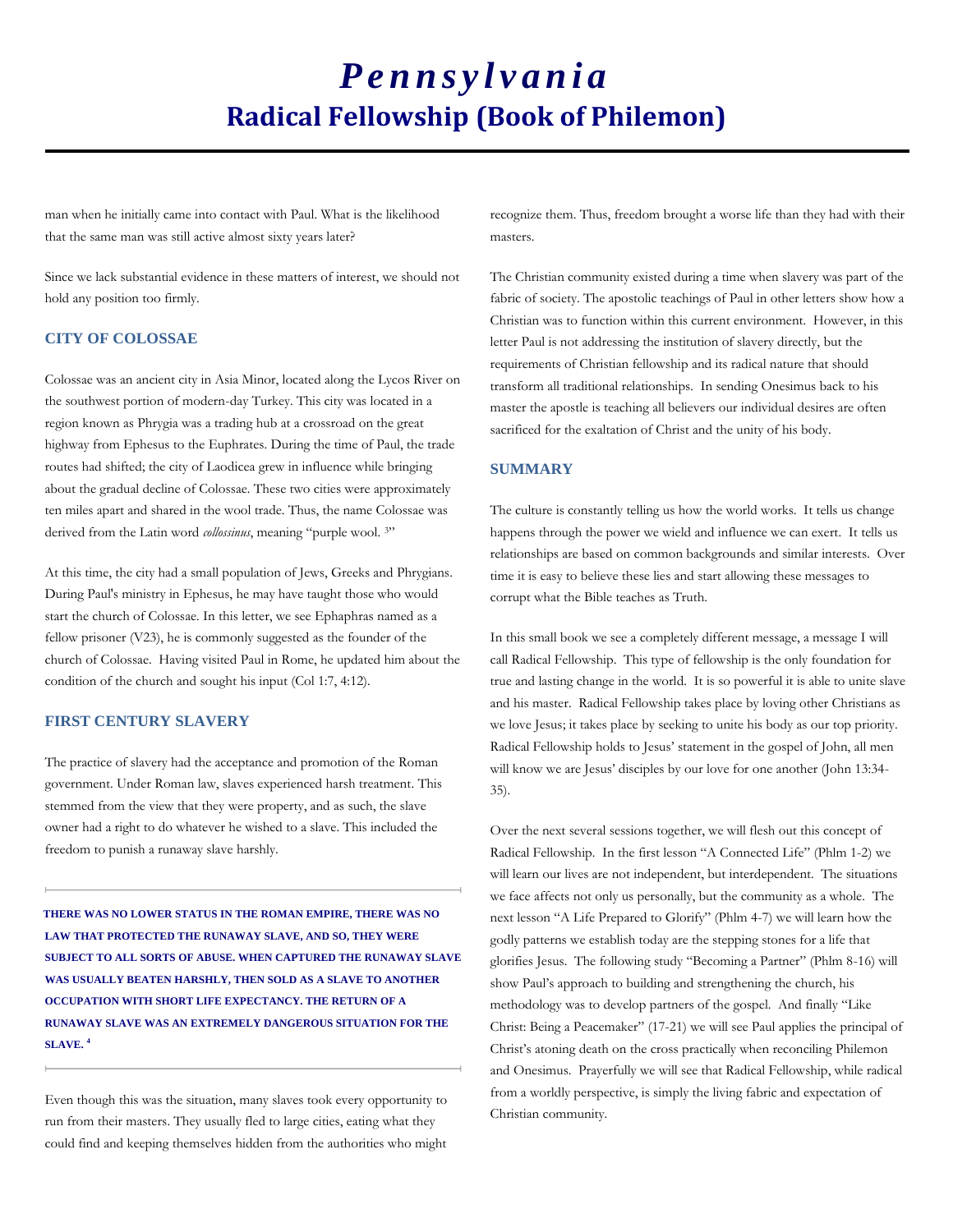man when he initially came into contact with Paul. What is the likelihood that the same man was still active almost sixty years later?

Since we lack substantial evidence in these matters of interest, we should not hold any position too firmly.

## CITY OF COLOSSAE

Colossae was an ancient city in Asia Minor, located along the Lycos River on the southwest portion of modern-day Turkey. This city was located in a region known as Phrygia was a trading hub at a crossroad on the great highway from Ephesus to the Euphrates. During the time of Paul, the trade routes had shifted; the city of Laodicea grew in influence while bringing about the gradual decline of Colossae. These two cities were approximately ten miles apart and shared in the wool trade. Thus, the name Colossae was derived from the Latin word *collossinus*, meaning "purple wool. [3]"

At this time, the city had a small population of Jews, Greeks and Phrygians. During Paul's ministry in Ephesus, he may have taught those who would start the church of Colossae. In this letter, we see Ephaphras named as a fellow prisoner (V23), he is commonly suggested as the founder of the church of Colossae. Having visited Paul in Rome, he updated him about the condition of the church and sought his input (Col 1:7, 4:12).

## FIRST CENTURY SLAVERY

The practice of slavery had the acceptance and promotion of the Roman government. Under Roman law, slaves experienced harsh treatment. This stemmed from the view that they were property, and as such, the slave owner had a right to do whatever he wished to a slave. This included the freedom to punish a runaway slave harshly.

**THERE WAS NO LOWER STATUS IN THE ROMAN EMPIRE, THERE WAS NO LAW THAT PROTECTED THE RUNAWAY SLAVE, AND SO, THEY WERE SUBJECT TO ALL SORTS OF ABUSE. WHEN CAPTURED THE RUNAWAY SLAVE WAS USUALLY BEATEN HARSHLY, THEN SOLD AS A SLAVE TO ANOTHER OCCUPATION WITH SHORT LIFE EXPECTANCY. THE RETURN OF A RUNAWAY SLAVE WAS AN EXTREMELY DANGEROUS SITUATION FOR THE SLAVE. [4]**

Even though this was the situation, many slaves took every opportunity to run from their masters. They usually fled to large cities, eating what they could find and keeping themselves hidden from the authorities who might recognize them. Thus, freedom brought a worse life than they had with their masters.

The Christian community existed during a time when slavery was part of the fabric of society. The apostolic teachings of Paul in other letters show how a Christian was to function within this current environment. However, in this letter Paul is not addressing the institution of slavery directly, but the requirements of Christian fellowship and its radical nature that should transform all traditional relationships. In sending Onesimus back to his master the apostle is teaching all believers our individual desires are often sacrificed for the exaltation of Christ and the unity of his body.

## SUMMARY

The culture is constantly telling us how the world works. It tells us change happens through the power we wield and influence we can exert. It tells us relationships are based on common backgrounds and similar interests. Over time it is easy to believe these lies and start allowing these messages to corrupt what the Bible teaches as Truth.

In this small book we see a completely different message, a message I will call Radical Fellowship. This type of fellowship is the only foundation for true and lasting change in the world. It is so powerful it is able to unite slave and his master. Radical Fellowship takes place by loving other Christians as we love Jesus; it takes place by seeking to unite his body as our top priority. Radical Fellowship holds to Jesus' statement in the gospel of John, all men will know we are Jesus' disciples by our love for one another (John 13:34-35).

Over the next several sessions together, we will flesh out this concept of Radical Fellowship. In the first lesson "A Connected Life" (Phlm 1-2) we will learn our lives are not independent, but interdependent. The situations we face affects not only us personally, but the community as a whole. The next lesson "A Life Prepared to Glorify" (Phlm 4-7) we will learn how the godly patterns we establish today are the stepping stones for a life that glorifies Jesus. The following study "Becoming a Partner" (Phlm 8-16) will show Paul's approach to building and strengthening the church, his methodology was to develop partners of the gospel. And finally "Like Christ: Being a Peacemaker" (17-21) we will see Paul applies the principal of Christ's atoning death on the cross practically when reconciling Philemon and Onesimus. Prayerfully we will see that Radical Fellowship, while radical from a worldly perspective, is simply the living fabric and expectation of Christian community.